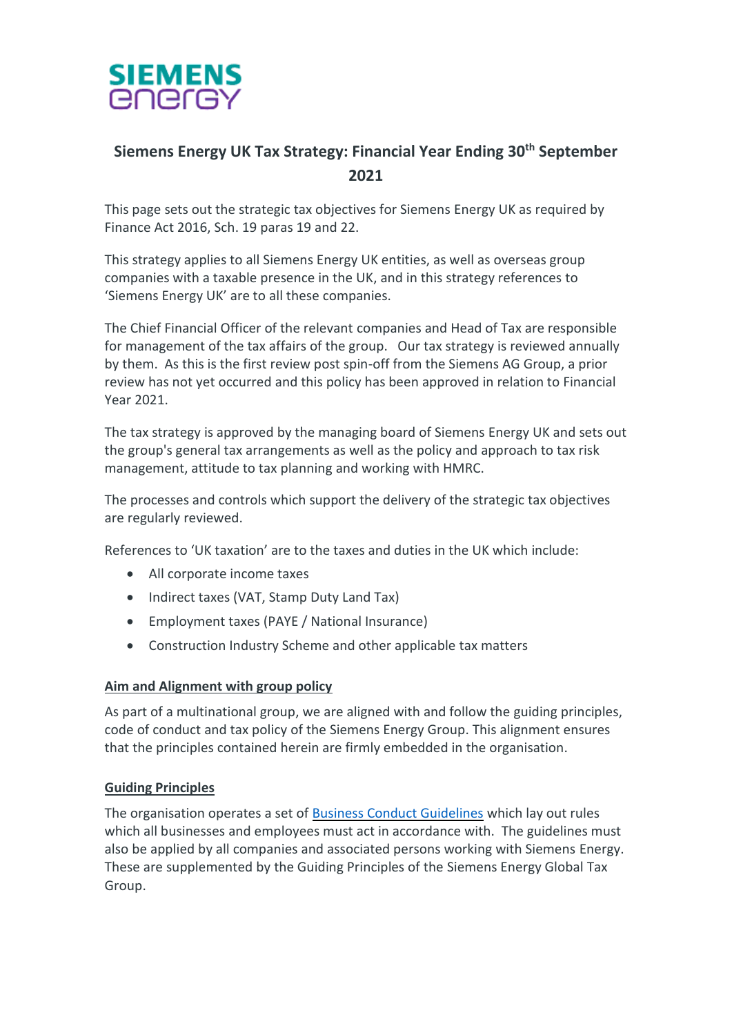# Siemens Energy UK Tax Strategy: Financial Year Ending 30th September 2021

This page sets out the strategic tax objectives for Siemens Energy UK as required by Finance Act 2016, Sch. 19 paras 19 and 22.

This strategy applies to all Siemens Energy UK entities, as well as overseas group companies with a taxable presence in the UK, and in this strategy references to 'Siemens Energy UK' are to all these companies.

The Chief Financial Officer of the relevant companies and Head of Tax are responsible for management of the tax affairs of the group. Our tax strategy is reviewed annually by them. As this is the first review post spin-off from the Siemens AG Group, a prior review has not yet occurred and this policy has been approved in relation to Financial Year 2021.

The tax strategy is approved by the managing board of Siemens Energy UK and sets out the group's general tax arrangements as well as the policy and approach to tax risk management, attitude to tax planning and working with HMRC.

The processes and controls which support the delivery of the strategic tax objectives are regularly reviewed.

References to 'UK taxation' are to the taxes and duties in the UK which include:

- All corporate income taxes
- Indirect taxes (VAT, Stamp Duty Land Tax)
- Employment taxes (PAYE / National Insurance)
- Construction Industry Scheme and other applicable tax matters

## Aim and Alignment with group policy

As part of a multinational group, we are aligned with and follow the guiding principles, code of conduct and tax policy of the Siemens Energy Group. This alignment ensures that the principles contained herein are firmly embedded in the organisation.

## Guiding Principles

The organisation operates a set of Business Conduct Guidelines which lay out rules which all businesses and employees must act in accordance with. The guidelines must also be applied by all companies and associated persons working with Siemens Energy. These are supplemented by the Guiding Principles of the Siemens Energy Global Tax Group.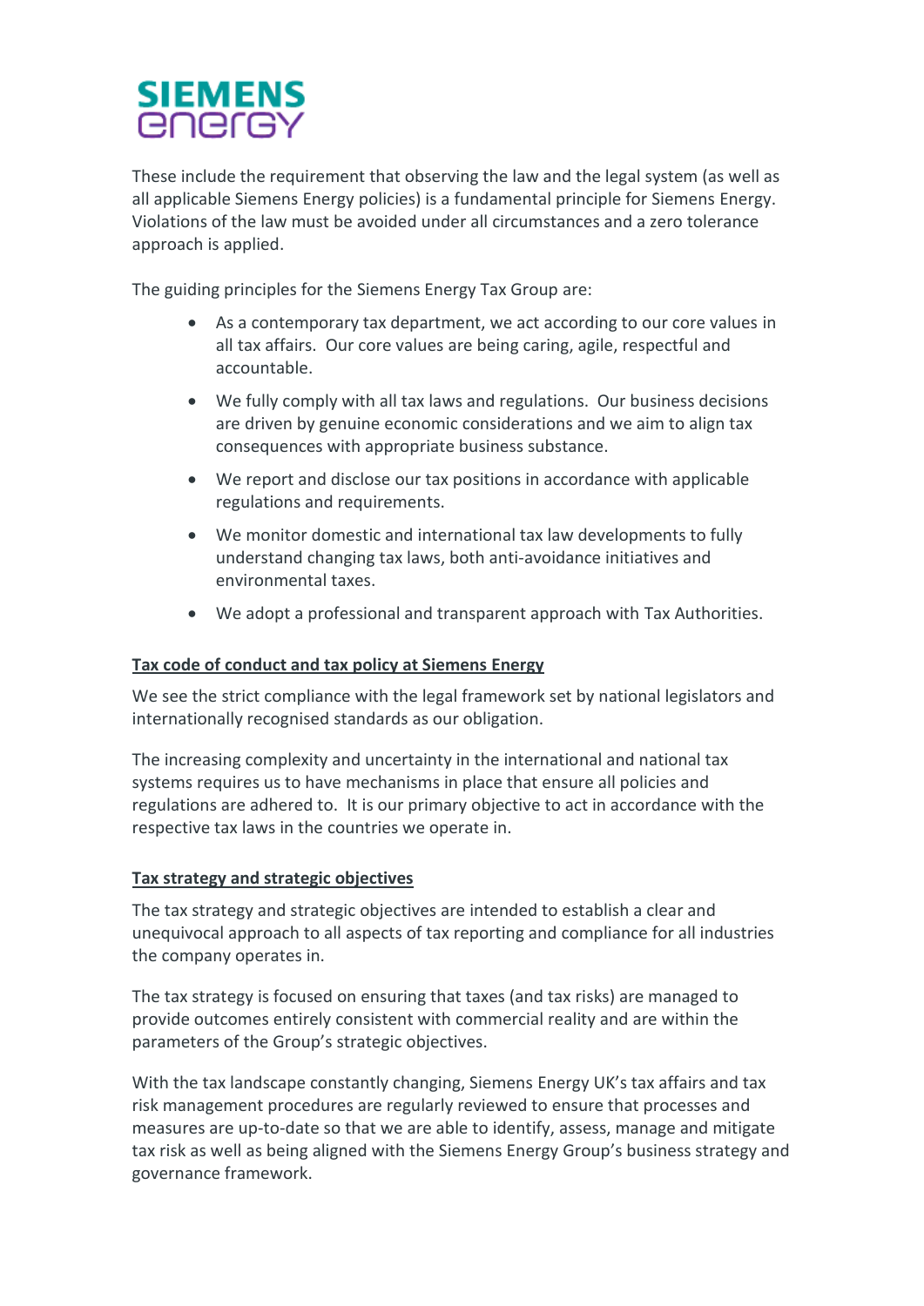These include the requirement that observing the law and the legal system (as well as all applicable Siemens Energy policies) is a fundamental principle for Siemens Energy. Violations of the law must be avoided under all circumstances and a zero tolerance approach is applied.

The guiding principles for the Siemens Energy Tax Group are:

- As a contemporary tax department, we act according to our core values in all tax affairs. Our core values are being caring, agile, respectful and accountable.
- We fully comply with all tax laws and regulations. Our business decisions are driven by genuine economic considerations and we aim to align tax consequences with appropriate business substance.
- We report and disclose our tax positions in accordance with applicable regulations and requirements.
- We monitor domestic and international tax law developments to fully understand changing tax laws, both anti-avoidance initiatives and environmental taxes.
- We adopt a professional and transparent approach with Tax Authorities.

## Tax code of conduct and tax policy at Siemens Energy

We see the strict compliance with the legal framework set by national legislators and internationally recognised standards as our obligation.

The increasing complexity and uncertainty in the international and national tax systems requires us to have mechanisms in place that ensure all policies and regulations are adhered to. It is our primary objective to act in accordance with the respective tax laws in the countries we operate in.

## Tax strategy and strategic objectives

The tax strategy and strategic objectives are intended to establish a clear and unequivocal approach to all aspects of tax reporting and compliance for all industries the company operates in.

The tax strategy is focused on ensuring that taxes (and tax risks) are managed to provide outcomes entirely consistent with commercial reality and are within the parameters of the Group's strategic objectives.

With the tax landscape constantly changing, Siemens Energy UK's tax affairs and tax risk management procedures are regularly reviewed to ensure that processes and measures are up-to-date so that we are able to identify, assess, manage and mitigate tax risk as well as being aligned with the Siemens Energy Group's business strategy and governance framework.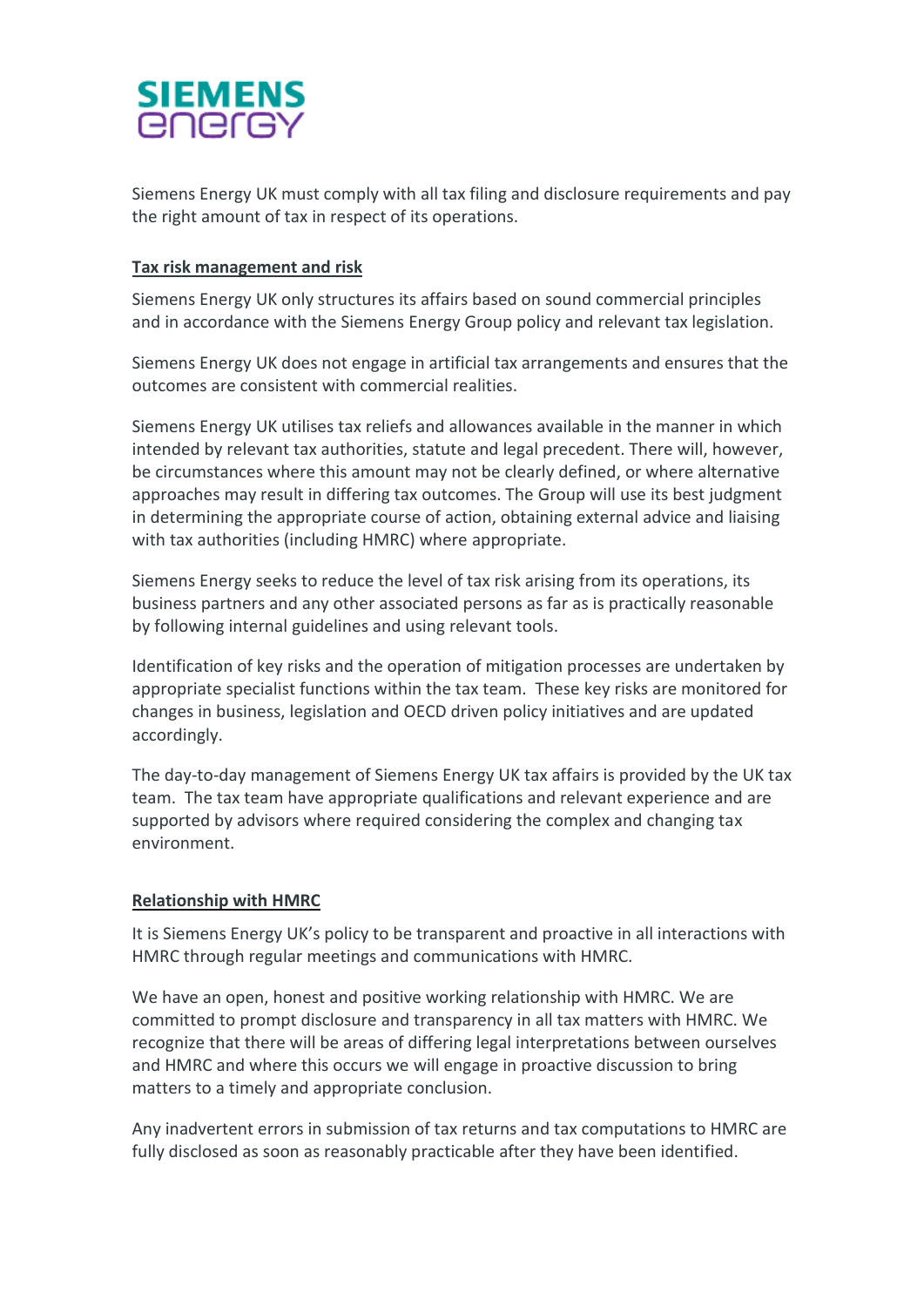Siemens Energy UK must comply with all tax filing and disclosure requirements and pay the right amount of tax in respect of its operations.

## Tax risk management and risk

Siemens Energy UK only structures its affairs based on sound commercial principles and in accordance with the Siemens Energy Group policy and relevant tax legislation.

Siemens Energy UK does not engage in artificial tax arrangements and ensures that the outcomes are consistent with commercial realities.

Siemens Energy UK utilises tax reliefs and allowances available in the manner in which intended by relevant tax authorities, statute and legal precedent. There will, however, be circumstances where this amount may not be clearly defined, or where alternative approaches may result in differing tax outcomes. The Group will use its best judgment in determining the appropriate course of action, obtaining external advice and liaising with tax authorities (including HMRC) where appropriate.

Siemens Energy seeks to reduce the level of tax risk arising from its operations, its business partners and any other associated persons as far as is practically reasonable by following internal guidelines and using relevant tools.

Identification of key risks and the operation of mitigation processes are undertaken by appropriate specialist functions within the tax team. These key risks are monitored for changes in business, legislation and OECD driven policy initiatives and are updated accordingly.

The day-to-day management of Siemens Energy UK tax affairs is provided by the UK tax team. The tax team have appropriate qualifications and relevant experience and are supported by advisors where required considering the complex and changing tax environment.

## Relationship with HMRC

It is Siemens Energy UK's policy to be transparent and proactive in all interactions with HMRC through regular meetings and communications with HMRC.

We have an open, honest and positive working relationship with HMRC. We are committed to prompt disclosure and transparency in all tax matters with HMRC. We recognize that there will be areas of differing legal interpretations between ourselves and HMRC and where this occurs we will engage in proactive discussion to bring matters to a timely and appropriate conclusion.

Any inadvertent errors in submission of tax returns and tax computations to HMRC are fully disclosed as soon as reasonably practicable after they have been identified.